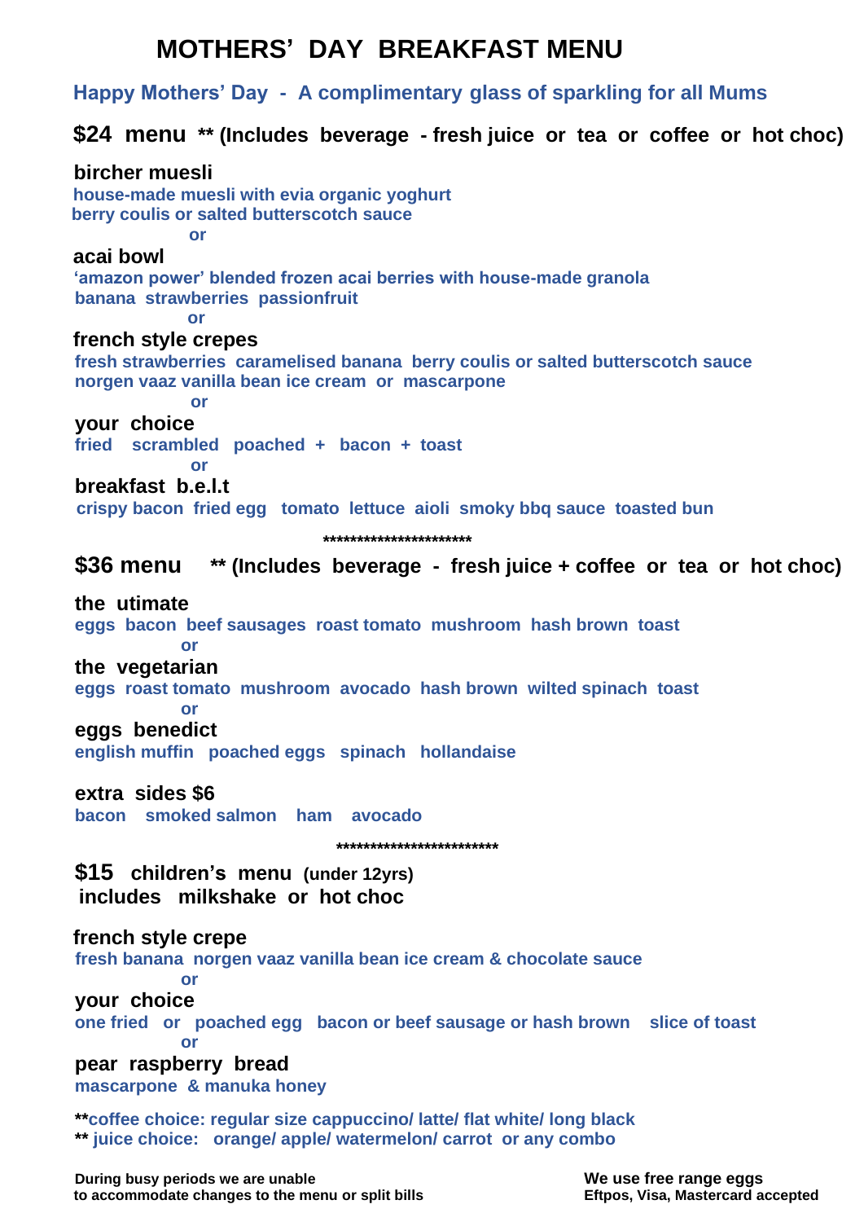# MOTHERS' DAY BREAKFAST MENU

**Happy Mothers' Day - A complimentary glass of sparkling for all Mums**

## $24 menu ** (Includes beverage - fresh juice or tea or coffee or hot choc)

**bircher muesli**
house-made muesli with evia organic yoghurt
berry coulis or salted butterscotch sauce

or

**acai bowl**
'amazon power' blended frozen acai berries with house-made granola
banana strawberries passionfruit

or

**french style crepes**
fresh strawberries caramelised banana berry coulis or salted butterscotch sauce
norgen vaaz vanilla bean ice cream or mascarpone

or

**your choice**
fried scrambled poached + bacon + toast

or

**breakfast b.e.l.t**
crispy bacon fried egg tomato lettuce aioli smoky bbq sauce toasted bun

**********************

## $36 menu ** (Includes beverage - fresh juice + coffee or tea or hot choc)

**the utimate**
eggs bacon beef sausages roast tomato mushroom hash brown toast

or

**the vegetarian**
eggs roast tomato mushroom avocado hash brown wilted spinach toast

or

**eggs benedict**
english muffin poached eggs spinach hollandaise

**extra sides $6**
bacon smoked salmon ham avocado

************************

## $15 children's menu (under 12yrs)
**includes milkshake or hot choc**

**french style crepe**
fresh banana norgen vaaz vanilla bean ice cream & chocolate sauce

or

**your choice**
one fried or poached egg bacon or beef sausage or hash brown slice of toast

or

**pear raspberry bread**
mascarpone & manuka honey

**coffee choice: regular size cappuccino/ latte/ flat white/ long black
** juice choice: orange/ apple/ watermelon/ carrot or any combo

During busy periods we are unable to accommodate changes to the menu or split bills

We use free range eggs
Eftpos, Visa, Mastercard accepted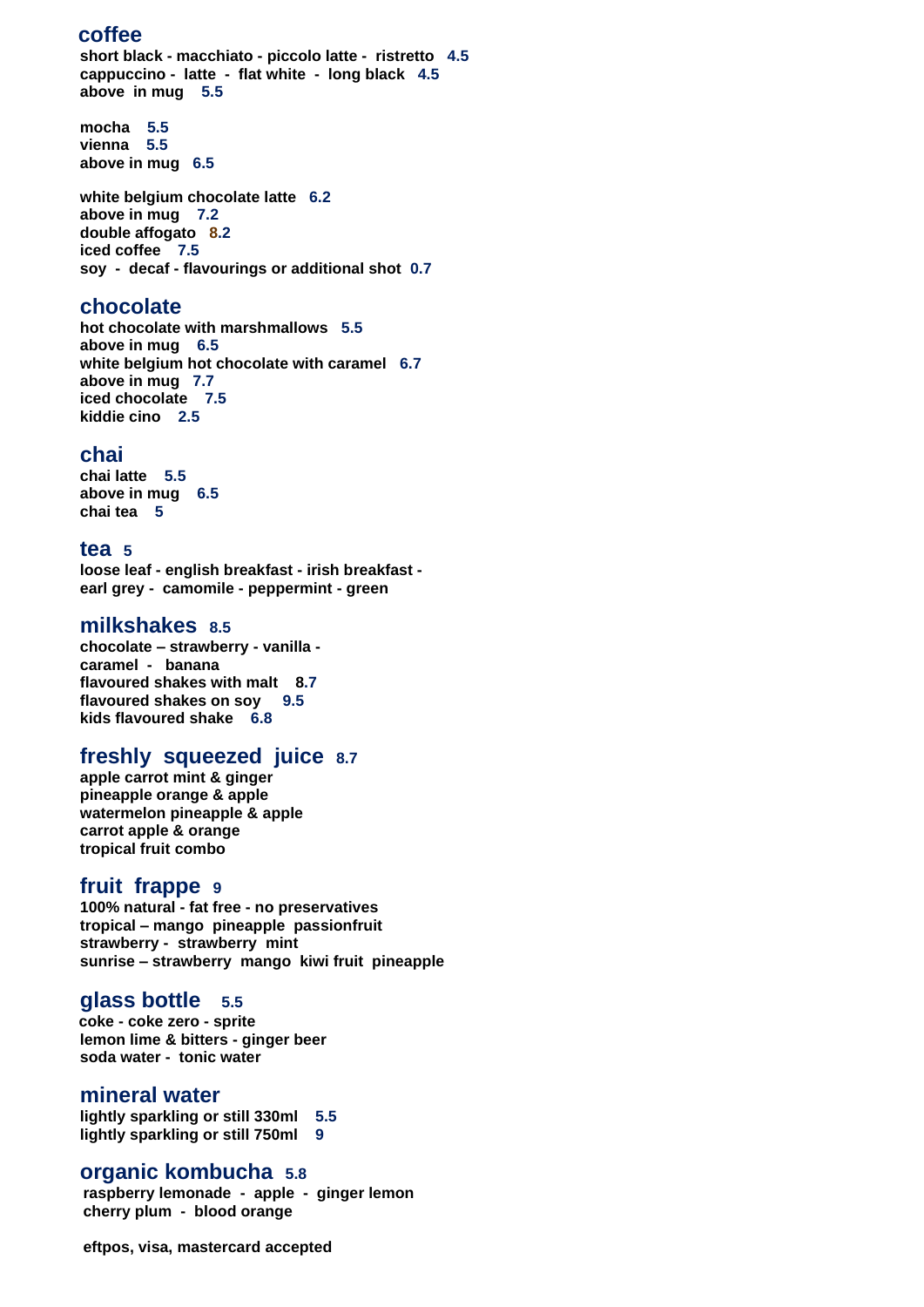## coffee

**short black - macchiato - piccolo latte - ristretto 4.5**
**cappuccino - latte - flat white - long black 4.5**
**above in mug 5.5**

**mocha 5.5**
**vienna 5.5**
**above in mug 6.5**

**white belgium chocolate latte 6.2**
**above in mug 7.2**
**double affogato 8.2**
**iced coffee 7.5**
**soy - decaf - flavourings or additional shot 0.7**

## chocolate

**hot chocolate with marshmallows 5.5**
**above in mug 6.5**
**white belgium hot chocolate with caramel 6.7**
**above in mug 7.7**
**iced chocolate 7.5**
**kiddie cino 2.5**

## chai

**chai latte 5.5**
**above in mug 6.5**
**chai tea 5**

## tea 5

**loose leaf - english breakfast - irish breakfast - earl grey - camomile - peppermint - green**

## milkshakes 8.5

**chocolate – strawberry - vanilla - caramel - banana**
**flavoured shakes with malt 8.7**
**flavoured shakes on soy 9.5**
**kids flavoured shake 6.8**

## freshly squeezed juice 8.7

**apple carrot mint & ginger**
**pineapple orange & apple**
**watermelon pineapple & apple**
**carrot apple & orange**
**tropical fruit combo**

## fruit frappe 9

**100% natural - fat free - no preservatives**
**tropical – mango pineapple passionfruit**
**strawberry - strawberry mint**
**sunrise – strawberry mango kiwi fruit pineapple**

## glass bottle 5.5

**coke - coke zero - sprite**
**lemon lime & bitters - ginger beer**
**soda water - tonic water**

## mineral water

**lightly sparkling or still 330ml 5.5**
**lightly sparkling or still 750ml 9**

## organic kombucha 5.8

**raspberry lemonade - apple - ginger lemon**
**cherry plum - blood orange**

**eftpos, visa, mastercard accepted**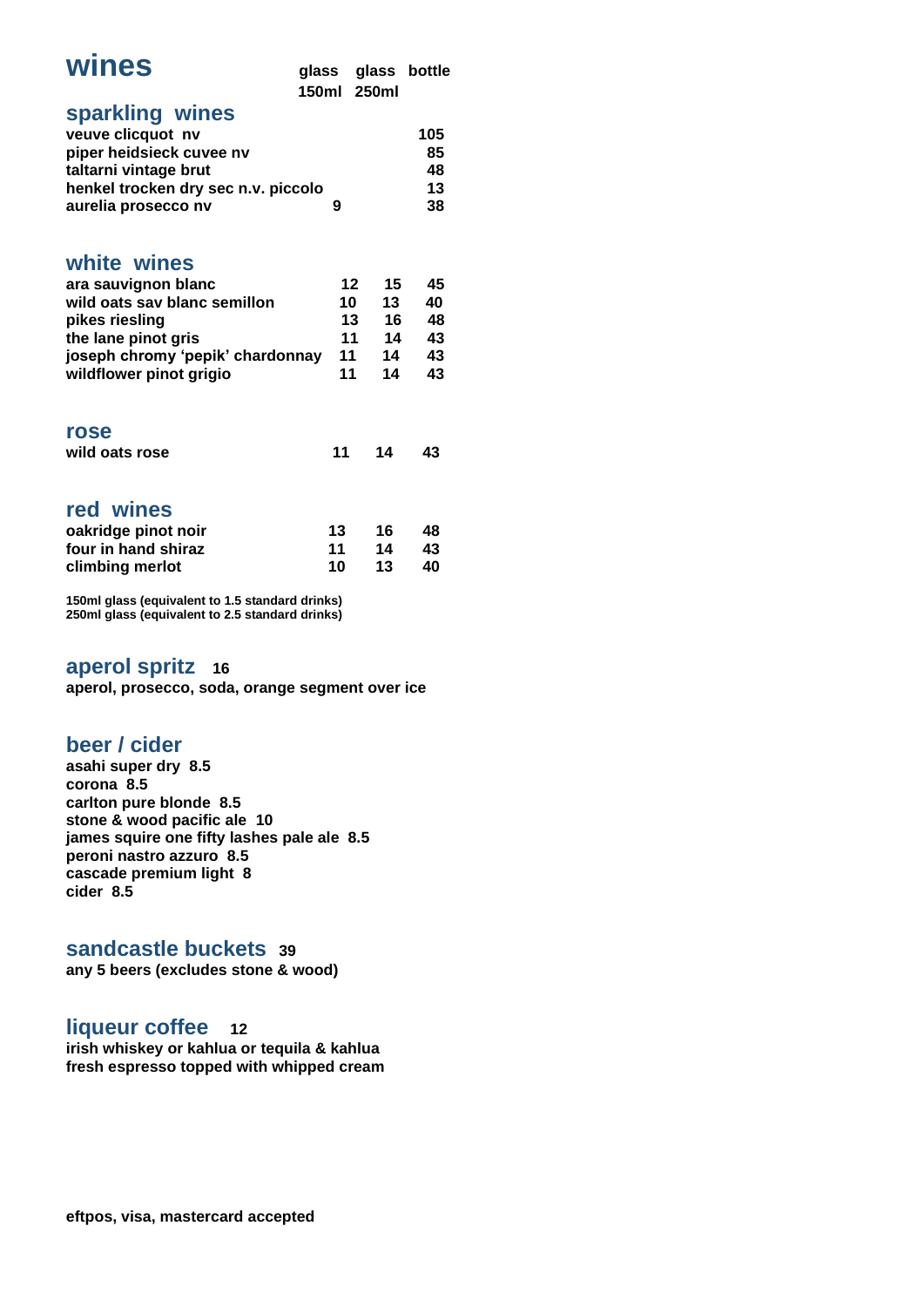# wines

## sparkling wines

| | glass 150ml | glass 250ml | bottle |
|---|---|---|---|
| veuve clicquot nv | | | 105 |
| piper heidsieck cuvee nv | | | 85 |
| taltarni vintage brut | | | 48 |
| henkel trocken dry sec n.v. piccolo | | | 13 |
| aurelia prosecco nv | 9 | | 38 |

## white wines

| | glass 150ml | glass 250ml | bottle |
|---|---|---|---|
| ara sauvignon blanc | 12 | 15 | 45 |
| wild oats sav blanc semillon | 10 | 13 | 40 |
| pikes riesling | 13 | 16 | 48 |
| the lane pinot gris | 11 | 14 | 43 |
| joseph chromy 'pepik' chardonnay | 11 | 14 | 43 |
| wildflower pinot grigio | 11 | 14 | 43 |

## rose

| | glass 150ml | glass 250ml | bottle |
|---|---|---|---|
| wild oats rose | 11 | 14 | 43 |

## red wines

| | glass 150ml | glass 250ml | bottle |
|---|---|---|---|
| oakridge pinot noir | 13 | 16 | 48 |
| four in hand shiraz | 11 | 14 | 43 |
| climbing merlot | 10 | 13 | 40 |

150ml glass (equivalent to 1.5 standard drinks)
250ml glass (equivalent to 2.5 standard drinks)

## aperol spritz 16

aperol, prosecco, soda, orange segment over ice

## beer / cider

asahi super dry 8.5
corona 8.5
carlton pure blonde 8.5
stone & wood pacific ale 10
james squire one fifty lashes pale ale 8.5
peroni nastro azzuro 8.5
cascade premium light 8
cider 8.5

## sandcastle buckets 39

any 5 beers (excludes stone & wood)

## liqueur coffee 12

irish whiskey or kahlua or tequila & kahlua
fresh espresso topped with whipped cream

eftpos, visa, mastercard accepted